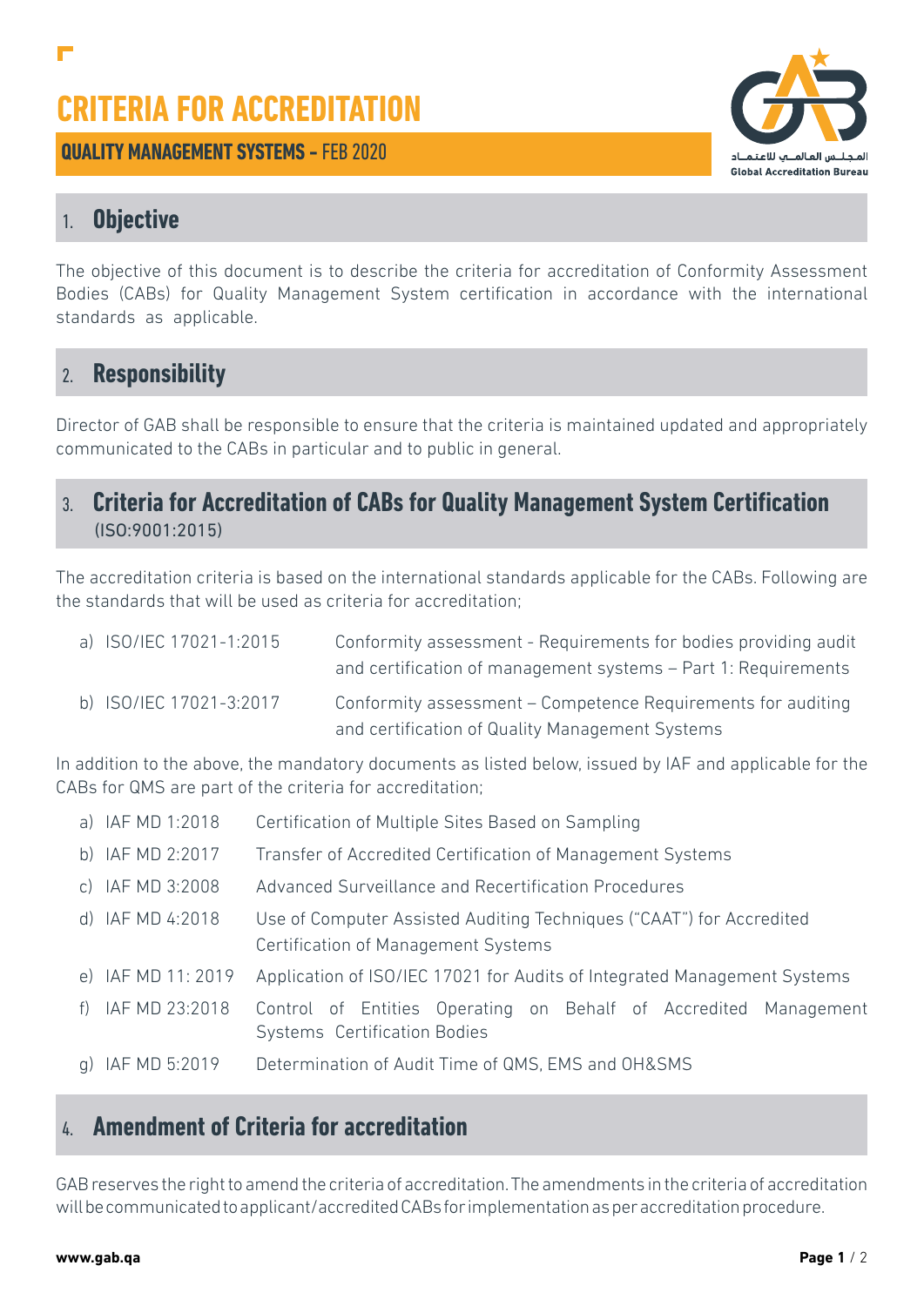# CRITERIA FOR ACCREDITATION

**QUALITY MANAGEMENT SYSTEMS -** FEB 2020

## 1. Objective

The objective of this document is to describe the criteria for accreditation of Conformity Assessment Bodies (CABs) for Quality Management System certification in accordance with the international standards as applicable.

## 2. Responsibility

Director of GAB shall be responsible to ensure that the criteria is maintained updated and appropriately communicated to the CABs in particular and to public in general.

## 3. Criteria for Accreditation of CABs for Quality Management System Certification (ISO:9001:2015)

The accreditation criteria is based on the international standards applicable for the CABs. Following are the standards that will be used as criteria for accreditation;

a) ISO/IEC 17021-1:2015 — Conformity assessment - Requirements for bodies providing audit and certification of management systems – Part 1: Requirements

b) ISO/IEC 17021-3:2017 — Conformity assessment – Competence Requirements for auditing and certification of Quality Management Systems

In addition to the above, the mandatory documents as listed below, issued by IAF and applicable for the CABs for QMS are part of the criteria for accreditation;

a) IAF MD 1:2018 — Certification of Multiple Sites Based on Sampling

b) IAF MD 2:2017 — Transfer of Accredited Certification of Management Systems

c) IAF MD 3:2008 — Advanced Surveillance and Recertification Procedures

d) IAF MD 4:2018 — Use of Computer Assisted Auditing Techniques ("CAAT") for Accredited Certification of Management Systems

e) IAF MD 11: 2019 — Application of ISO/IEC 17021 for Audits of Integrated Management Systems

f) IAF MD 23:2018 — Control of Entities Operating on Behalf of Accredited Management Systems Certification Bodies

g) IAF MD 5:2019 — Determination of Audit Time of QMS, EMS and OH&SMS

## 4. Amendment of Criteria for accreditation

GAB reserves the right to amend the criteria of accreditation. The amendments in the criteria of accreditation will be communicated to applicant/accredited CABs for implementation as per accreditation procedure.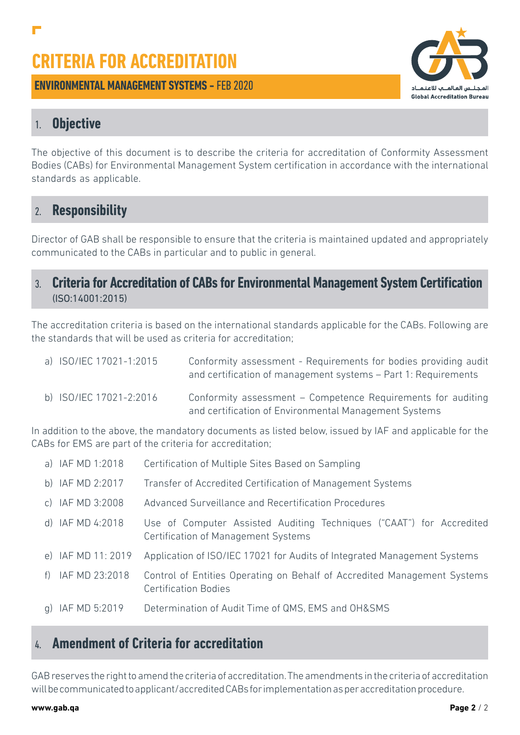# CRITERIA FOR ACCREDITATION

**ENVIRONMENTAL MANAGEMENT SYSTEMS -** FEB 2020

المجلس العالمي للاعتماد
Global Accreditation Bureau

## 1. Objective

The objective of this document is to describe the criteria for accreditation of Conformity Assessment Bodies (CABs) for Environmental Management System certification in accordance with the international standards as applicable.

## 2. Responsibility

Director of GAB shall be responsible to ensure that the criteria is maintained updated and appropriately communicated to the CABs in particular and to public in general.

## 3. Criteria for Accreditation of CABs for Environmental Management System Certification (ISO:14001:2015)

The accreditation criteria is based on the international standards applicable for the CABs. Following are the standards that will be used as criteria for accreditation;

| | |
|---|---|
| a) ISO/IEC 17021-1:2015 | Conformity assessment - Requirements for bodies providing audit and certification of management systems – Part 1: Requirements |
| b) ISO/IEC 17021-2:2016 | Conformity assessment – Competence Requirements for auditing and certification of Environmental Management Systems |

In addition to the above, the mandatory documents as listed below, issued by IAF and applicable for the CABs for EMS are part of the criteria for accreditation;

| | |
|---|---|
| a) IAF MD 1:2018 | Certification of Multiple Sites Based on Sampling |
| b) IAF MD 2:2017 | Transfer of Accredited Certification of Management Systems |
| c) IAF MD 3:2008 | Advanced Surveillance and Recertification Procedures |
| d) IAF MD 4:2018 | Use of Computer Assisted Auditing Techniques ("CAAT") for Accredited Certification of Management Systems |
| e) IAF MD 11: 2019 | Application of ISO/IEC 17021 for Audits of Integrated Management Systems |
| f) IAF MD 23:2018 | Control of Entities Operating on Behalf of Accredited Management Systems Certification Bodies |
| g) IAF MD 5:2019 | Determination of Audit Time of QMS, EMS and OH&SMS |

## 4. Amendment of Criteria for accreditation

GAB reserves the right to amend the criteria of accreditation. The amendments in the criteria of accreditation will be communicated to applicant/accredited CABs for implementation as per accreditation procedure.

www.gab.qa